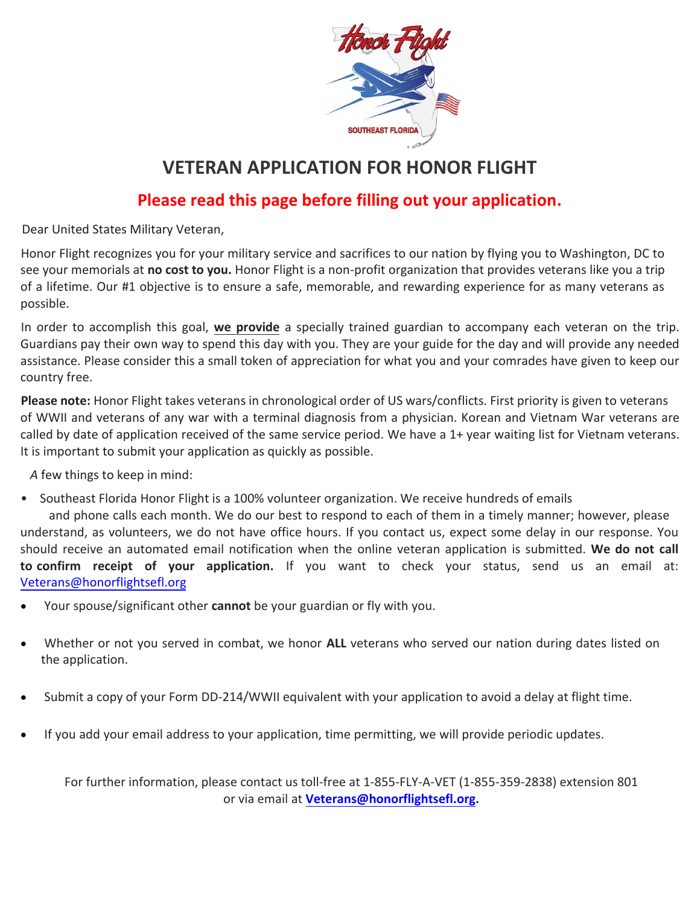# VETERAN APPLICATION FOR HONOR FLIGHT

## Please read this page before filling out your application.

Dear United States Military Veteran,

Honor Flight recognizes you for your military service and sacrifices to our nation by flying you to Washington, DC to see your memorials at **no cost to you.** Honor Flight is a non-profit organization that provides veterans like you a trip of a lifetime. Our #1 objective is to ensure a safe, memorable, and rewarding experience for as many veterans as possible.

In order to accomplish this goal, **we provide** a specially trained guardian to accompany each veteran on the trip. Guardians pay their own way to spend this day with you. They are your guide for the day and will provide any needed assistance. Please consider this a small token of appreciation for what you and your comrades have given to keep our country free.

**Please note:** Honor Flight takes veterans in chronological order of US wars/conflicts. First priority is given to veterans of WWII and veterans of any war with a terminal diagnosis from a physician. Korean and Vietnam War veterans are called by date of application received of the same service period. We have a 1+ year waiting list for Vietnam veterans. It is important to submit your application as quickly as possible.

*A* few things to keep in mind:

- Southeast Florida Honor Flight is a 100% volunteer organization. We receive hundreds of emails and phone calls each month. We do our best to respond to each of them in a timely manner; however, please understand, as volunteers, we do not have office hours. If you contact us, expect some delay in our response. You should receive an automated email notification when the online veteran application is submitted. **We do not call to confirm receipt of your application.** If you want to check your status, send us an email at: Veterans@honorflightsefl.org
- Your spouse/significant other **cannot** be your guardian or fly with you.
- Whether or not you served in combat, we honor **ALL** veterans who served our nation during dates listed on the application.
- Submit a copy of your Form DD-214/WWII equivalent with your application to avoid a delay at flight time.
- If you add your email address to your application, time permitting, we will provide periodic updates.

For further information, please contact us toll-free at 1-855-FLY-A-VET (1-855-359-2838) extension 801 or via email at **Veterans@honorflightsefl.org**.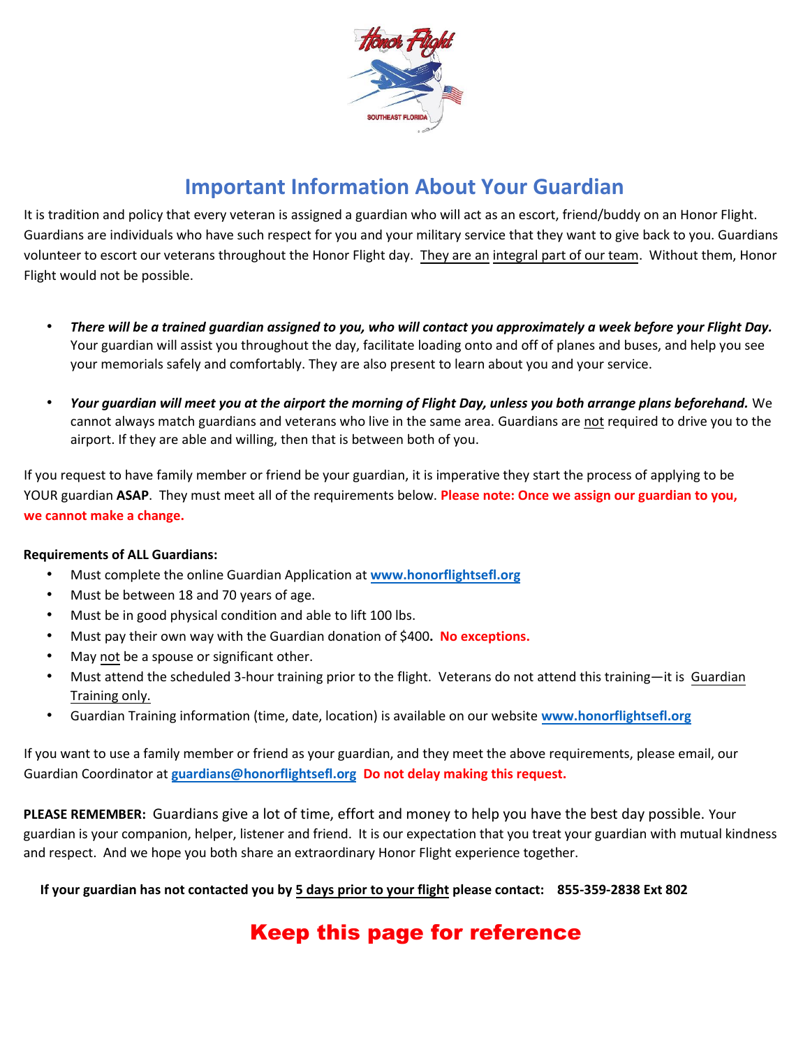# Important Information About Your Guardian

It is tradition and policy that every veteran is assigned a guardian who will act as an escort, friend/buddy on an Honor Flight. Guardians are individuals who have such respect for you and your military service that they want to give back to you. Guardians volunteer to escort our veterans throughout the Honor Flight day. They are an integral part of our team. Without them, Honor Flight would not be possible.

- ***There will be a trained guardian assigned to you, who will contact you approximately a week before your Flight Day.*** Your guardian will assist you throughout the day, facilitate loading onto and off of planes and buses, and help you see your memorials safely and comfortably. They are also present to learn about you and your service.
- ***Your guardian will meet you at the airport the morning of Flight Day, unless you both arrange plans beforehand.*** We cannot always match guardians and veterans who live in the same area. Guardians are not required to drive you to the airport. If they are able and willing, then that is between both of you.

If you request to have family member or friend be your guardian, it is imperative they start the process of applying to be YOUR guardian **ASAP**. They must meet all of the requirements below. **Please note: Once we assign our guardian to you, we cannot make a change.**

**Requirements of ALL Guardians:**

- Must complete the online Guardian Application at **www.honorflightsefl.org**
- Must be between 18 and 70 years of age.
- Must be in good physical condition and able to lift 100 lbs.
- Must pay their own way with the Guardian donation of $400**.** **No exceptions.**
- May not be a spouse or significant other.
- Must attend the scheduled 3-hour training prior to the flight. Veterans do not attend this training—it is Guardian Training only.
- Guardian Training information (time, date, location) is available on our website **www.honorflightsefl.org**

If you want to use a family member or friend as your guardian, and they meet the above requirements, please email, our Guardian Coordinator at **guardians@honorflightsefl.org** **Do not delay making this request.**

**PLEASE REMEMBER:** Guardians give a lot of time, effort and money to help you have the best day possible. Your guardian is your companion, helper, listener and friend. It is our expectation that you treat your guardian with mutual kindness and respect. And we hope you both share an extraordinary Honor Flight experience together.

**If your guardian has not contacted you by 5 days prior to your flight please contact: 855-359-2838 Ext 802**

## Keep this page for reference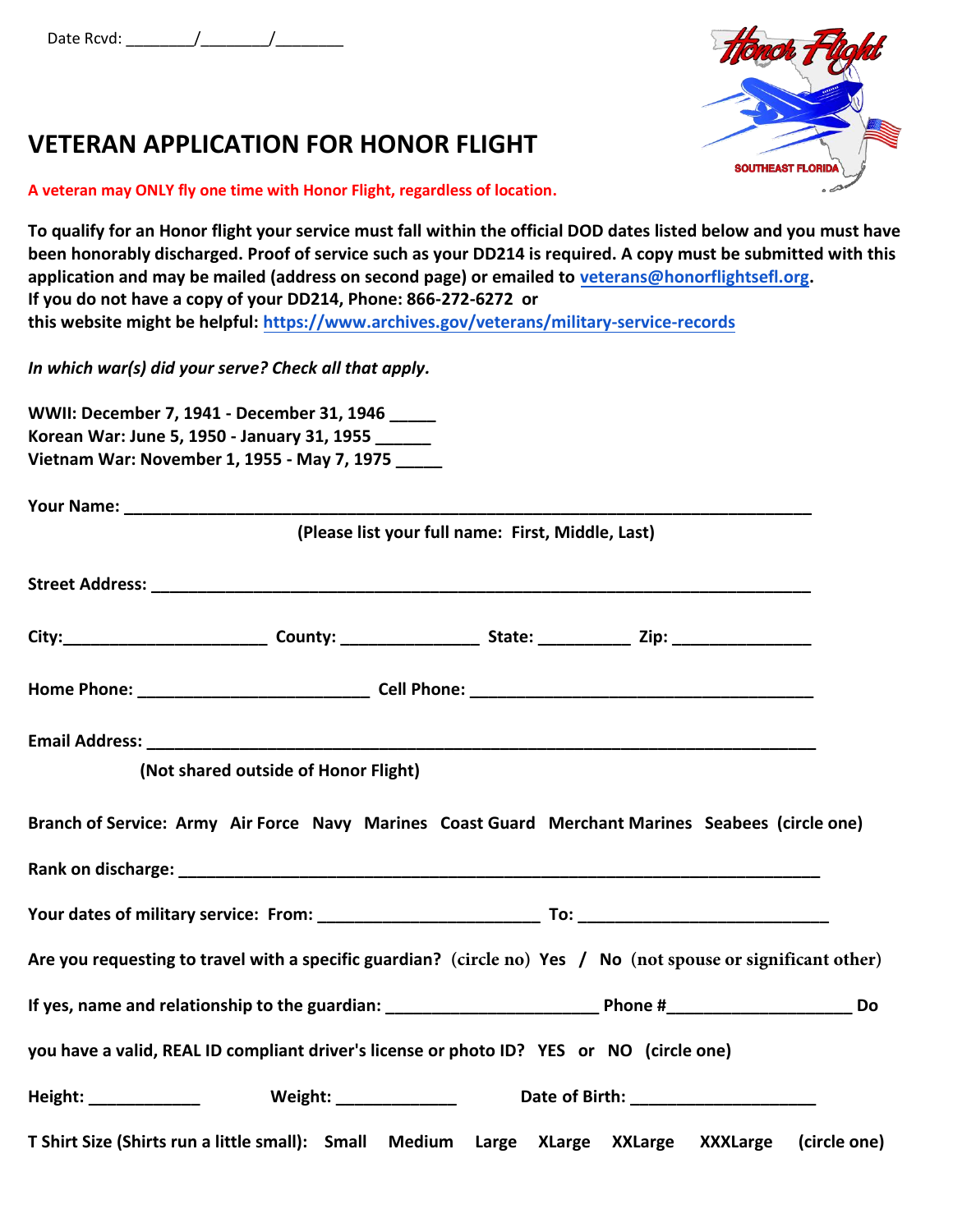Date Rcvd: ________/________/________

# VETERAN APPLICATION FOR HONOR FLIGHT

A veteran may ONLY fly one time with Honor Flight, regardless of location.

**To qualify for an Honor flight your service must fall within the official DOD dates listed below and you must have been honorably discharged. Proof of service such as your DD214 is required. A copy must be submitted with this application and may be mailed (address on second page) or emailed to veterans@honorflightsefl.org.**
**If you do not have a copy of your DD214, Phone: 866-272-6272 or**
**this website might be helpful: https://www.archives.gov/veterans/military-service-records**

***In which war(s) did your serve? Check all that apply.***

**WWII: December 7, 1941 - December 31, 1946 _____**
**Korean War: June 5, 1950 - January 31, 1955 ______**
**Vietnam War: November 1, 1955 - May 7, 1975 _____**

**Your Name:** ___________________________________________________________________________
**(Please list your full name: First, Middle, Last)**

**Street Address:** ________________________________________________________________________

**City:**______________________ **County:** _______________ **State:** __________ **Zip:** _______________

**Home Phone:** _________________________ **Cell Phone:** _____________________________________

**Email Address:** __________________________________________________________________________
**(Not shared outside of Honor Flight)**

**Branch of Service: Army Air Force Navy Marines Coast Guard Merchant Marines Seabees (circle one)**

**Rank on discharge:** ______________________________________________________________________

**Your dates of military service: From:** ________________________ **To:** ___________________________

**Are you requesting to travel with a specific guardian? (circle no) Yes / No (not spouse or significant other)**

**If yes, name and relationship to the guardian:** _______________________ **Phone #**____________________ **Do you have a valid, REAL ID compliant driver's license or photo ID? YES or NO (circle one)**

**Height:** ____________ **Weight:** _____________ **Date of Birth:** ____________________

**T Shirt Size (Shirts run a little small): Small Medium Large XLarge XXLarge XXXLarge (circle one)**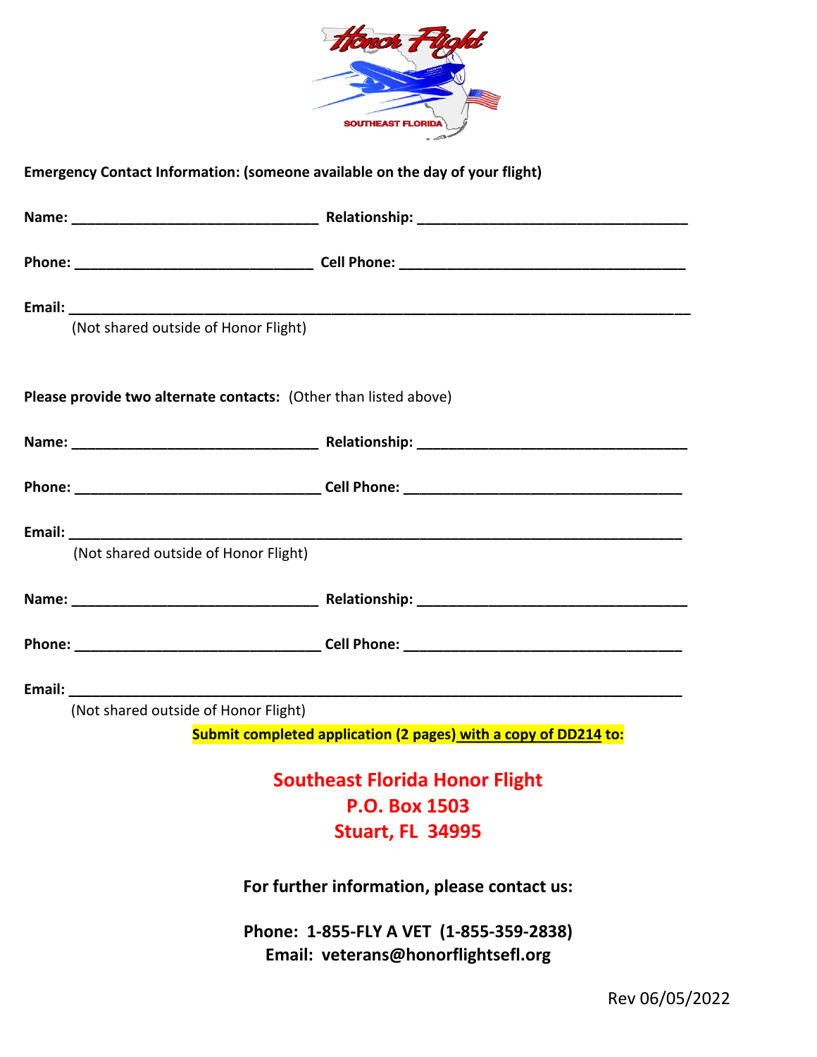**Emergency Contact Information: (someone available on the day of your flight)**

**Name:** _______________________________ **Relationship:** ___________________________________

**Phone:** ______________________________ **Cell Phone:** ____________________________________

**Email:** _______________________________________________________________________________

(Not shared outside of Honor Flight)

**Please provide two alternate contacts:** (Other than listed above)

**Name:** _______________________________ **Relationship:** ___________________________________

**Phone:** _______________________________ **Cell Phone:** ___________________________________

**Email:** _______________________________________________________________________________

(Not shared outside of Honor Flight)

**Name:** _______________________________ **Relationship:** ___________________________________

**Phone:** _______________________________ **Cell Phone:** ___________________________________

**Email:** _______________________________________________________________________________

(Not shared outside of Honor Flight)

**Submit completed application (2 pages) with a copy of DD214 to:**

**Southeast Florida Honor Flight**
**P.O. Box 1503**
**Stuart, FL 34995**

**For further information, please contact us:**

**Phone: 1-855-FLY A VET (1-855-359-2838)**
**Email: veterans@honorflightsefl.org**

Rev 06/05/2022